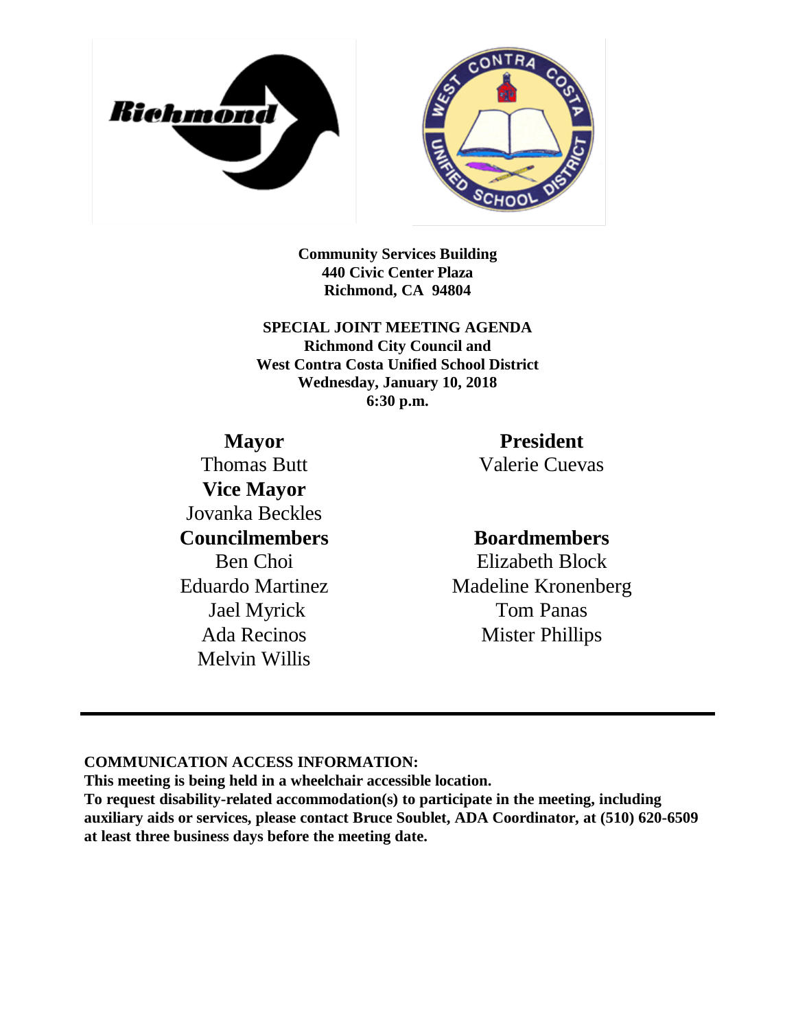**Community Services Building**
**440 Civic Center Plaza**
**Richmond, CA 94804**

**SPECIAL JOINT MEETING AGENDA**
**Richmond City Council and**
**West Contra Costa Unified School District**
**Wednesday, January 10, 2018**
**6:30 p.m.**

**Mayor**
Thomas Butt

**Vice Mayor**
Jovanka Beckles

**Councilmembers**
Ben Choi
Eduardo Martinez
Jael Myrick
Ada Recinos
Melvin Willis

**President**
Valerie Cuevas

**Boardmembers**
Elizabeth Block
Madeline Kronenberg
Tom Panas
Mister Phillips

---

**COMMUNICATION ACCESS INFORMATION:**
**This meeting is being held in a wheelchair accessible location.**
**To request disability-related accommodation(s) to participate in the meeting, including auxiliary aids or services, please contact Bruce Soublet, ADA Coordinator, at (510) 620-6509 at least three business days before the meeting date.**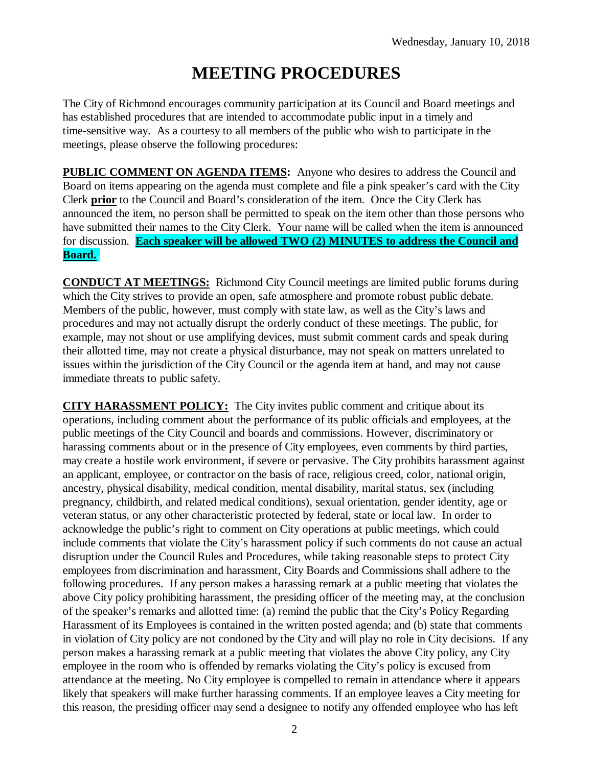Wednesday, January 10, 2018

# MEETING PROCEDURES

The City of Richmond encourages community participation at its Council and Board meetings and has established procedures that are intended to accommodate public input in a timely and time-sensitive way. As a courtesy to all members of the public who wish to participate in the meetings, please observe the following procedures:

**PUBLIC COMMENT ON AGENDA ITEMS:** Anyone who desires to address the Council and Board on items appearing on the agenda must complete and file a pink speaker's card with the City Clerk **prior** to the Council and Board's consideration of the item. Once the City Clerk has announced the item, no person shall be permitted to speak on the item other than those persons who have submitted their names to the City Clerk. Your name will be called when the item is announced for discussion. **Each speaker will be allowed TWO (2) MINUTES to address the Council and Board.**

**CONDUCT AT MEETINGS:** Richmond City Council meetings are limited public forums during which the City strives to provide an open, safe atmosphere and promote robust public debate. Members of the public, however, must comply with state law, as well as the City's laws and procedures and may not actually disrupt the orderly conduct of these meetings. The public, for example, may not shout or use amplifying devices, must submit comment cards and speak during their allotted time, may not create a physical disturbance, may not speak on matters unrelated to issues within the jurisdiction of the City Council or the agenda item at hand, and may not cause immediate threats to public safety.

**CITY HARASSMENT POLICY:** The City invites public comment and critique about its operations, including comment about the performance of its public officials and employees, at the public meetings of the City Council and boards and commissions. However, discriminatory or harassing comments about or in the presence of City employees, even comments by third parties, may create a hostile work environment, if severe or pervasive. The City prohibits harassment against an applicant, employee, or contractor on the basis of race, religious creed, color, national origin, ancestry, physical disability, medical condition, mental disability, marital status, sex (including pregnancy, childbirth, and related medical conditions), sexual orientation, gender identity, age or veteran status, or any other characteristic protected by federal, state or local law. In order to acknowledge the public's right to comment on City operations at public meetings, which could include comments that violate the City's harassment policy if such comments do not cause an actual disruption under the Council Rules and Procedures, while taking reasonable steps to protect City employees from discrimination and harassment, City Boards and Commissions shall adhere to the following procedures. If any person makes a harassing remark at a public meeting that violates the above City policy prohibiting harassment, the presiding officer of the meeting may, at the conclusion of the speaker's remarks and allotted time: (a) remind the public that the City's Policy Regarding Harassment of its Employees is contained in the written posted agenda; and (b) state that comments in violation of City policy are not condoned by the City and will play no role in City decisions. If any person makes a harassing remark at a public meeting that violates the above City policy, any City employee in the room who is offended by remarks violating the City's policy is excused from attendance at the meeting. No City employee is compelled to remain in attendance where it appears likely that speakers will make further harassing comments. If an employee leaves a City meeting for this reason, the presiding officer may send a designee to notify any offended employee who has left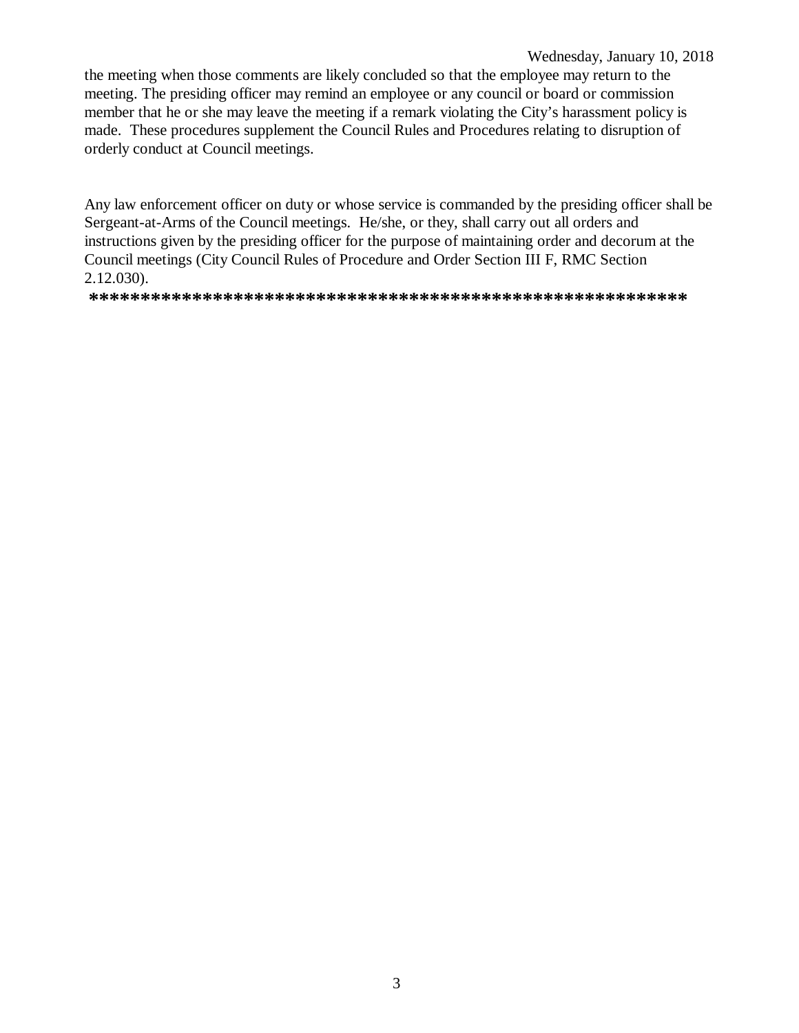the meeting when those comments are likely concluded so that the employee may return to the meeting. The presiding officer may remind an employee or any council or board or commission member that he or she may leave the meeting if a remark violating the City's harassment policy is made. These procedures supplement the Council Rules and Procedures relating to disruption of orderly conduct at Council meetings.

Any law enforcement officer on duty or whose service is commanded by the presiding officer shall be Sergeant-at-Arms of the Council meetings. He/she, or they, shall carry out all orders and instructions given by the presiding officer for the purpose of maintaining order and decorum at the Council meetings (City Council Rules of Procedure and Order Section III F, RMC Section 2.12.030).

**\*\*\*\*\*\*\*\*\*\*\*\*\*\*\*\*\*\*\*\*\*\*\*\*\*\*\*\*\*\*\*\*\*\*\*\*\*\*\*\*\*\*\*\*\*\*\*\*\*\*\*\*\*\*\*\*\*\*\*\***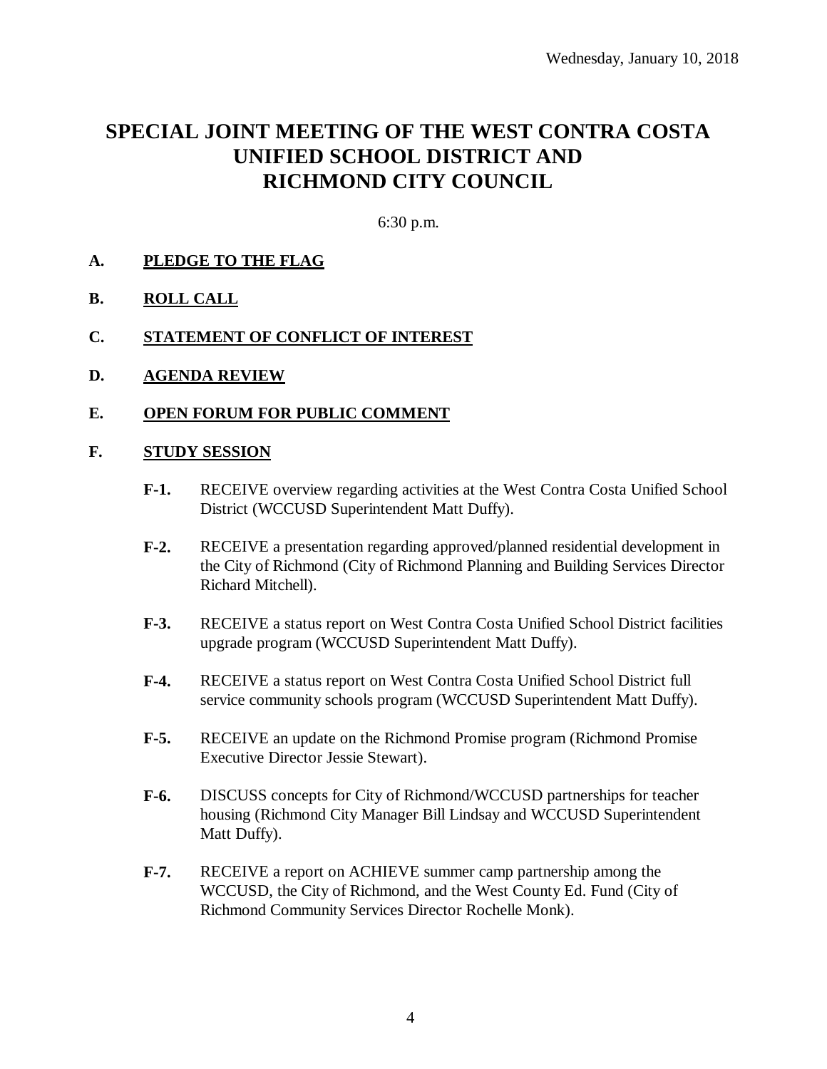Wednesday, January 10, 2018

# SPECIAL JOINT MEETING OF THE WEST CONTRA COSTA UNIFIED SCHOOL DISTRICT AND RICHMOND CITY COUNCIL

6:30 p.m.

**A. PLEDGE TO THE FLAG**

**B. ROLL CALL**

**C. STATEMENT OF CONFLICT OF INTEREST**

**D. AGENDA REVIEW**

**E. OPEN FORUM FOR PUBLIC COMMENT**

**F. STUDY SESSION**

**F-1.** RECEIVE overview regarding activities at the West Contra Costa Unified School District (WCCUSD Superintendent Matt Duffy).

**F-2.** RECEIVE a presentation regarding approved/planned residential development in the City of Richmond (City of Richmond Planning and Building Services Director Richard Mitchell).

**F-3.** RECEIVE a status report on West Contra Costa Unified School District facilities upgrade program (WCCUSD Superintendent Matt Duffy).

**F-4.** RECEIVE a status report on West Contra Costa Unified School District full service community schools program (WCCUSD Superintendent Matt Duffy).

**F-5.** RECEIVE an update on the Richmond Promise program (Richmond Promise Executive Director Jessie Stewart).

**F-6.** DISCUSS concepts for City of Richmond/WCCUSD partnerships for teacher housing (Richmond City Manager Bill Lindsay and WCCUSD Superintendent Matt Duffy).

**F-7.** RECEIVE a report on ACHIEVE summer camp partnership among the WCCUSD, the City of Richmond, and the West County Ed. Fund (City of Richmond Community Services Director Rochelle Monk).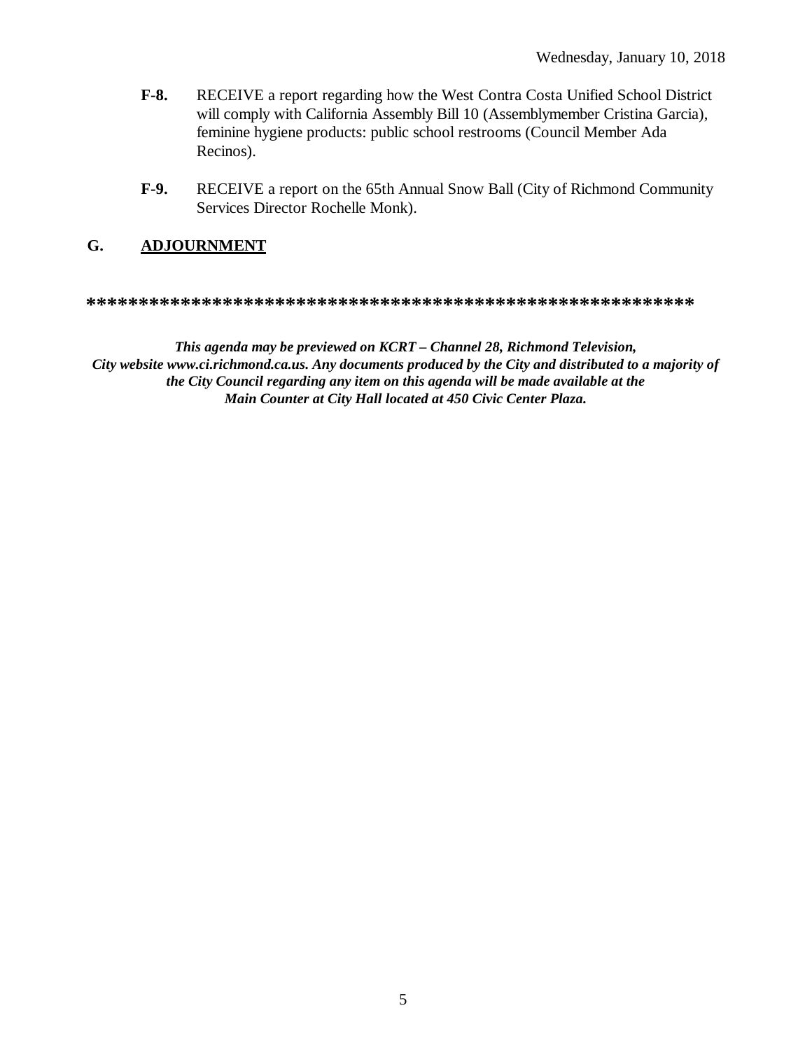**F-8.** RECEIVE a report regarding how the West Contra Costa Unified School District will comply with California Assembly Bill 10 (Assemblymember Cristina Garcia), feminine hygiene products: public school restrooms (Council Member Ada Recinos).

**F-9.** RECEIVE a report on the 65th Annual Snow Ball (City of Richmond Community Services Director Rochelle Monk).

## G. ADJOURNMENT

**************************************************************

***This agenda may be previewed on KCRT – Channel 28, Richmond Television, City website www.ci.richmond.ca.us. Any documents produced by the City and distributed to a majority of the City Council regarding any item on this agenda will be made available at the Main Counter at City Hall located at 450 Civic Center Plaza.***